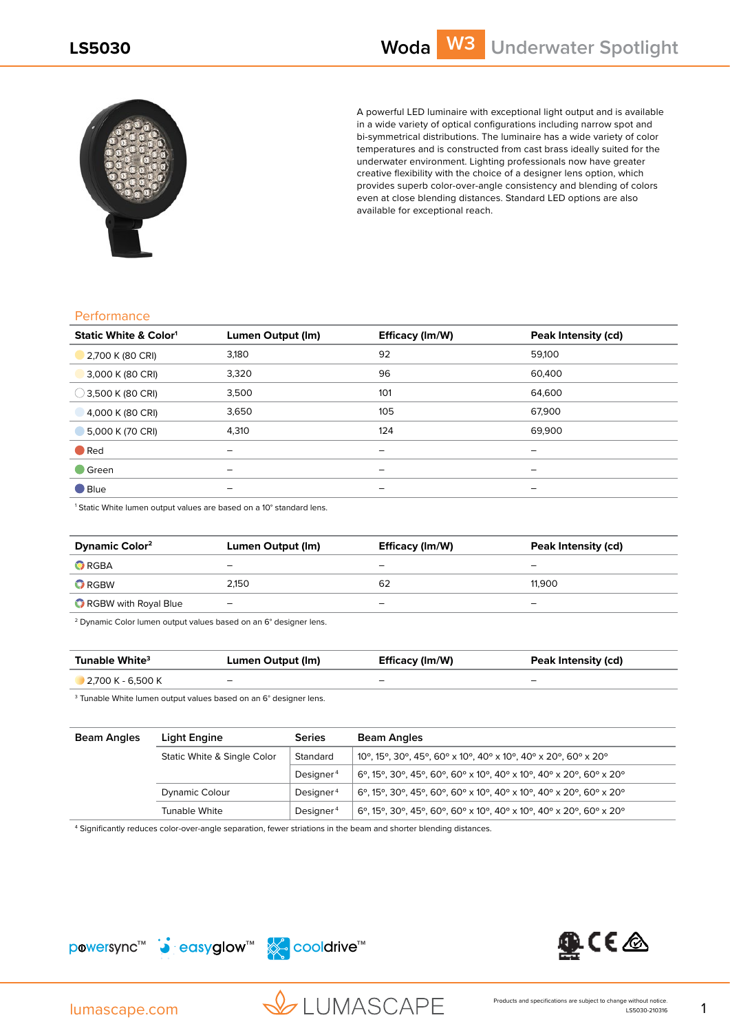# LS5030

# Woda W3 Underwater Spotlight

A powerful LED luminaire with exceptional light output and is available in a wide variety of optical configurations including narrow spot and bi-symmetrical distributions. The luminaire has a wide variety of color temperatures and is constructed from cast brass ideally suited for the underwater environment. Lighting professionals now have greater creative flexibility with the choice of a designer lens option, which provides superb color-over-angle consistency and blending of colors even at close blending distances. Standard LED options are also available for exceptional reach.

## Performance

| Static White & Color[1] | Lumen Output (lm) | Efficacy (lm/W) | Peak Intensity (cd) |
|---|---|---|---|
| 2,700 K (80 CRI) | 3,180 | 92 | 59,100 |
| 3,000 K (80 CRI) | 3,320 | 96 | 60,400 |
| 3,500 K (80 CRI) | 3,500 | 101 | 64,600 |
| 4,000 K (80 CRI) | 3,650 | 105 | 67,900 |
| 5,000 K (70 CRI) | 4,310 | 124 | 69,900 |
| Red | – | – | – |
| Green | – | – | – |
| Blue | – | – | – |

[1] Static White lumen output values are based on a 10° standard lens.

| Dynamic Color[2] | Lumen Output (lm) | Efficacy (lm/W) | Peak Intensity (cd) |
|---|---|---|---|
| RGBA | – | – | – |
| RGBW | 2,150 | 62 | 11,900 |
| RGBW with Royal Blue | – | – | – |

[2] Dynamic Color lumen output values based on an 6° designer lens.

| Tunable White[3] | Lumen Output (lm) | Efficacy (lm/W) | Peak Intensity (cd) |
|---|---|---|---|
| 2,700 K - 6,500 K | – | – | – |

[3] Tunable White lumen output values based on an 6° designer lens.

| Beam Angles | Light Engine | Series | Beam Angles |
|---|---|---|---|
| | Static White & Single Color | Standard | 10°, 15°, 30°, 45°, 60°, 60° x 10°, 40° x 10°, 40° x 20°, 60° x 20° |
| | | Designer[4] | 6°, 15°, 30°, 45°, 60°, 60° x 10°, 40° x 10°, 40° x 20°, 60° x 20° |
| | Dynamic Colour | Designer[4] | 6°, 15°, 30°, 45°, 60°, 60° x 10°, 40° x 10°, 40° x 20°, 60° x 20° |
| | Tunable White | Designer[4] | 6°, 15°, 30°, 45°, 60°, 60° x 10°, 40° x 10°, 40° x 20°, 60° x 20° |

[4] Significantly reduces color-over-angle separation, fewer striations in the beam and shorter blending distances.

powersync™ easyglow™ cooldrive™

lumascape.com

LUMASCAPE

Products and specifications are subject to change without notice.
LS5030-210316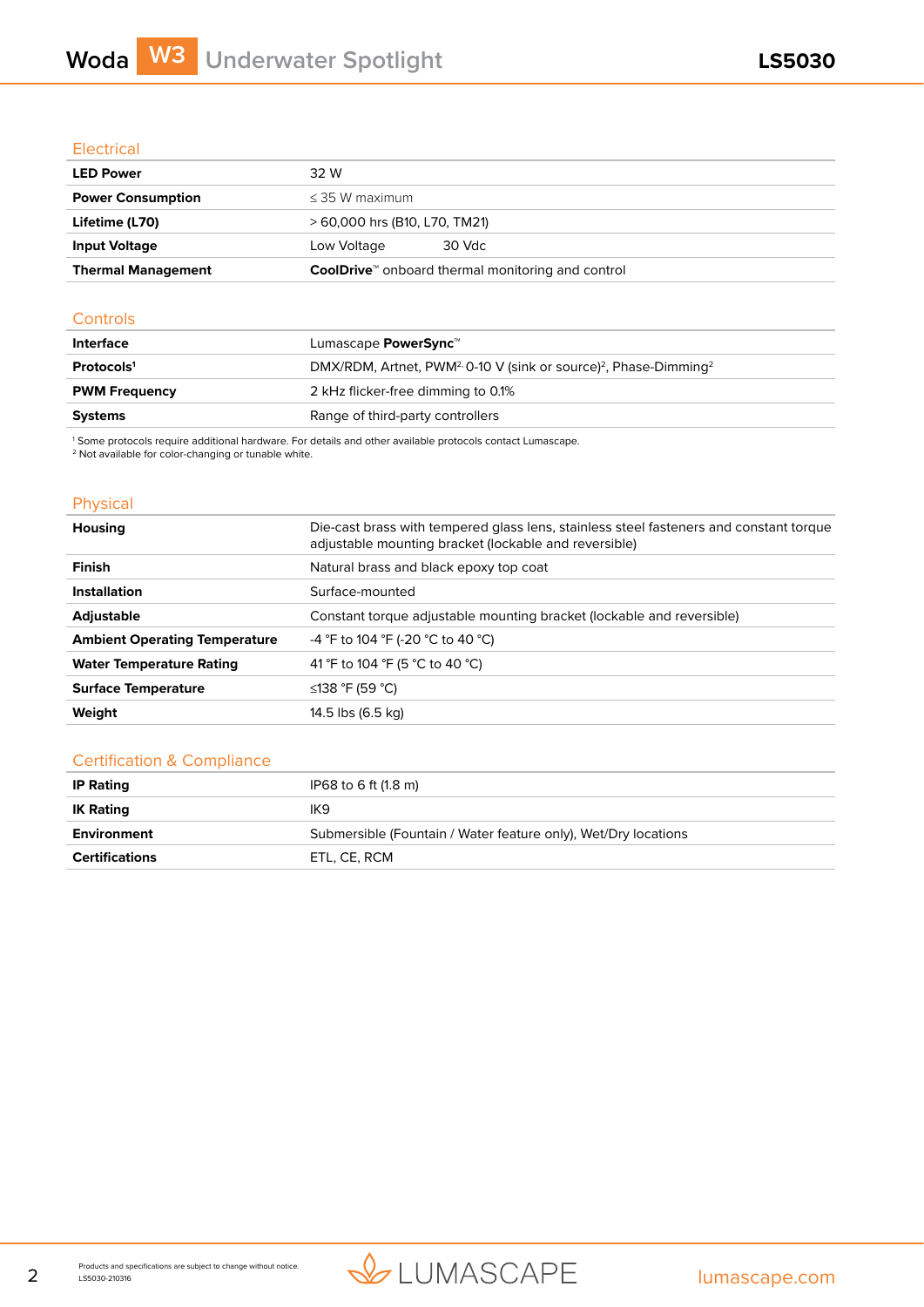## Electrical

| | |
|---|---|
| **LED Power** | 32 W |
| **Power Consumption** | ≤ 35 W maximum |
| **Lifetime (L70)** | > 60,000 hrs (B10, L70, TM21) |
| **Input Voltage** | Low Voltage 30 Vdc |
| **Thermal Management** | **CoolDrive**™ onboard thermal monitoring and control |

## Controls

| | |
|---|---|
| **Interface** | Lumascape **PowerSync**™ |
| **Protocols**[1] | DMX/RDM, Artnet, PWM[2], 0-10 V (sink or source)[2], Phase-Dimming[2] |
| **PWM Frequency** | 2 kHz flicker-free dimming to 0.1% |
| **Systems** | Range of third-party controllers |

[1] Some protocols require additional hardware. For details and other available protocols contact Lumascape.
[2] Not available for color-changing or tunable white.

## Physical

| | |
|---|---|
| **Housing** | Die-cast brass with tempered glass lens, stainless steel fasteners and constant torque adjustable mounting bracket (lockable and reversible) |
| **Finish** | Natural brass and black epoxy top coat |
| **Installation** | Surface-mounted |
| **Adjustable** | Constant torque adjustable mounting bracket (lockable and reversible) |
| **Ambient Operating Temperature** | -4 °F to 104 °F (-20 °C to 40 °C) |
| **Water Temperature Rating** | 41 °F to 104 °F (5 °C to 40 °C) |
| **Surface Temperature** | ≤138 °F (59 °C) |
| **Weight** | 14.5 lbs (6.5 kg) |

## Certification & Compliance

| | |
|---|---|
| **IP Rating** | IP68 to 6 ft (1.8 m) |
| **IK Rating** | IK9 |
| **Environment** | Submersible (Fountain / Water feature only), Wet/Dry locations |
| **Certifications** | ETL, CE, RCM |

Products and specifications are subject to change without notice.
LS5030-210316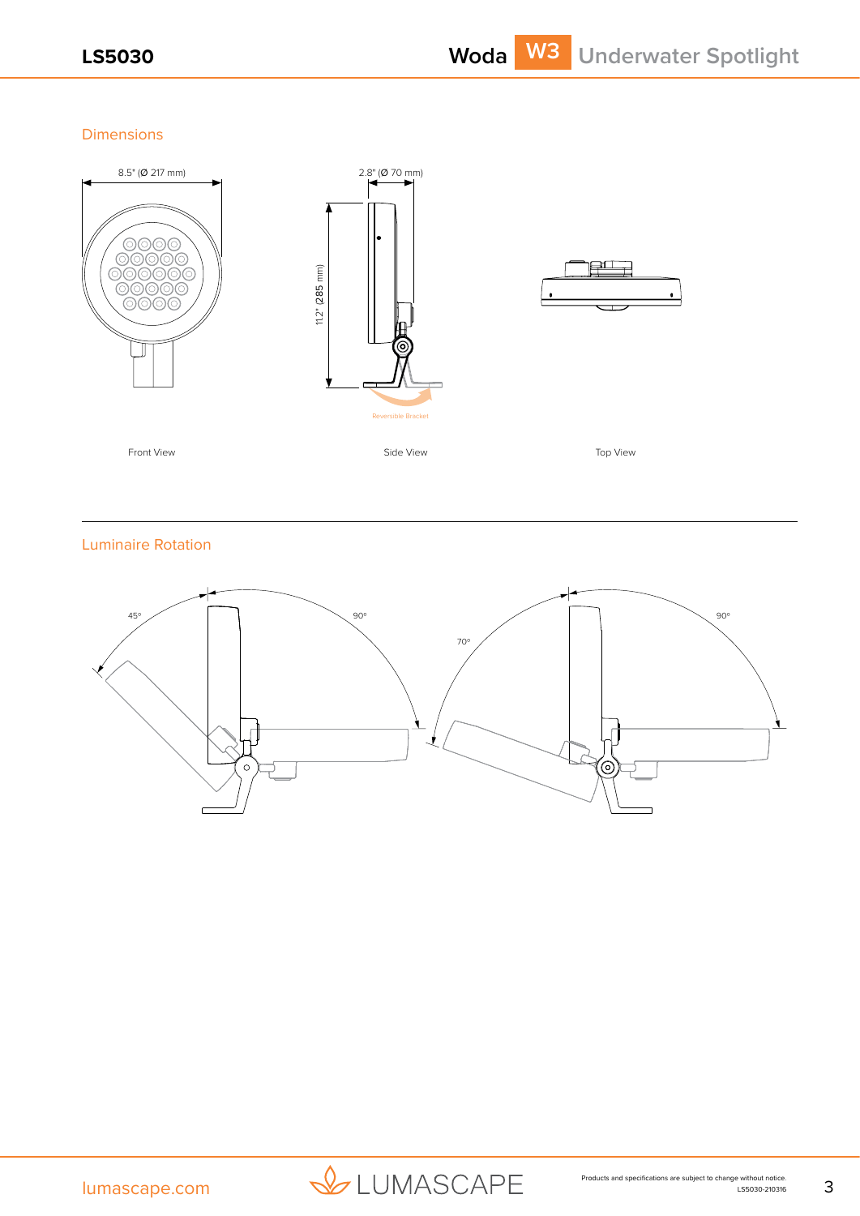## Dimensions

8.5" (Ø 217 mm)

2.8" (Ø 70 mm)

11.2" (285 mm)

Reversible Bracket

Front View

Side View

Top View

## Luminaire Rotation

45°

90°

70°

90°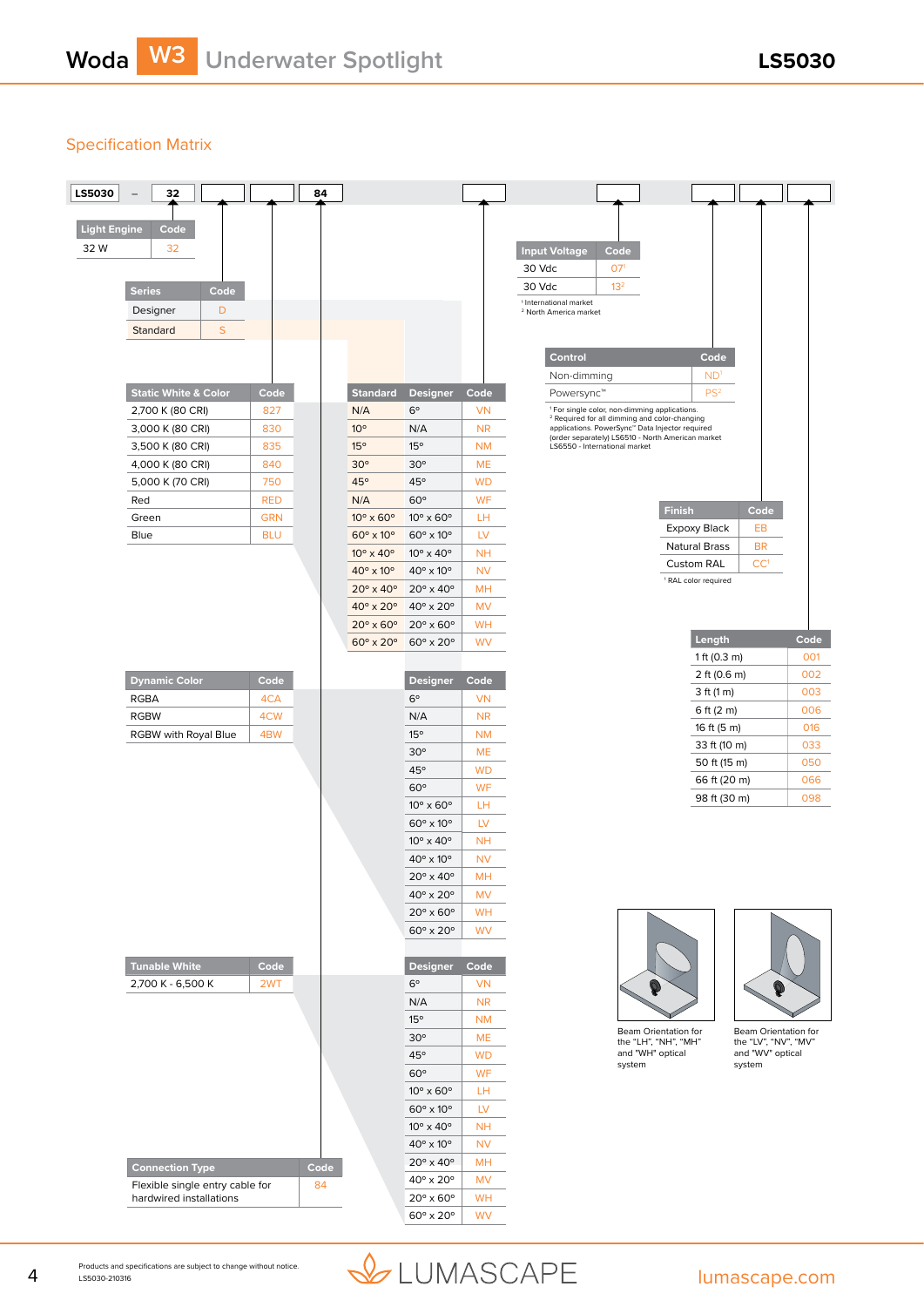## Specification Matrix

LS5030 – 32 [ ] [ ] 84 [ ] [ ] [ ] [ ] [ ]

| Light Engine | Code |
|---|---|
| 32 W | 32 |

| Series | Code |
|---|---|
| Designer | D |
| Standard | S |

| Static White & Color | Code |
|---|---|
| 2,700 K (80 CRI) | 827 |
| 3,000 K (80 CRI) | 830 |
| 3,500 K (80 CRI) | 835 |
| 4,000 K (80 CRI) | 840 |
| 5,000 K (70 CRI) | 750 |
| Red | RED |
| Green | GRN |
| Blue | BLU |

| Standard | Designer | Code |
|---|---|---|
| N/A | 6° | VN |
| 10° | N/A | NR |
| 15° | 15° | NM |
| 30° | 30° | ME |
| 45° | 45° | WD |
| N/A | 60° | WF |
| 10° x 60° | 10° x 60° | LH |
| 60° x 10° | 60° x 10° | LV |
| 10° x 40° | 10° x 40° | NH |
| 40° x 10° | 40° x 10° | NV |
| 20° x 40° | 20° x 40° | MH |
| 40° x 20° | 40° x 20° | MV |
| 20° x 60° | 20° x 60° | WH |
| 60° x 20° | 60° x 20° | WV |

| Dynamic Color | Code |
|---|---|
| RGBA | 4CA |
| RGBW | 4CW |
| RGBW with Royal Blue | 4BW |

| Designer | Code |
|---|---|
| 6° | VN |
| N/A | NR |
| 15° | NM |
| 30° | ME |
| 45° | WD |
| 60° | WF |
| 10° x 60° | LH |
| 60° x 10° | LV |
| 10° x 40° | NH |
| 40° x 10° | NV |
| 20° x 40° | MH |
| 40° x 20° | MV |
| 20° x 60° | WH |
| 60° x 20° | WV |

| Tunable White | Code |
|---|---|
| 2,700 K - 6,500 K | 2WT |

| Designer | Code |
|---|---|
| 6° | VN |
| N/A | NR |
| 15° | NM |
| 30° | ME |
| 45° | WD |
| 60° | WF |
| 10° x 60° | LH |
| 60° x 10° | LV |
| 10° x 40° | NH |
| 40° x 10° | NV |
| 20° x 40° | MH |
| 40° x 20° | MV |
| 20° x 60° | WH |
| 60° x 20° | WV |

| Connection Type | Code |
|---|---|
| Flexible single entry cable for hardwired installations | 84 |

| Input Voltage | Code |
|---|---|
| 30 Vdc | 07[1] |
| 30 Vdc | 13[2] |

[1] International market
[2] North America market

| Control | Code |
|---|---|
| Non-dimming | ND[1] |
| Powersync™ | PS[2] |

[1] For single color, non-dimming applications.
[2] Required for all dimming and color-changing applications. PowerSync™ Data Injector required (order separately) LS6510 - North American market LS6550 - International market

| Finish | Code |
|---|---|
| Expoxy Black | EB |
| Natural Brass | BR |
| Custom RAL | CC[1] |

[1] RAL color required

| Length | Code |
|---|---|
| 1 ft (0.3 m) | 001 |
| 2 ft (0.6 m) | 002 |
| 3 ft (1 m) | 003 |
| 6 ft (2 m) | 006 |
| 16 ft (5 m) | 016 |
| 33 ft (10 m) | 033 |
| 50 ft (15 m) | 050 |
| 66 ft (20 m) | 066 |
| 98 ft (30 m) | 098 |

Beam Orientation for the "LH", "NH", "MH" and "WH" optical system

Beam Orientation for the "LV", "NV", "MV" and "WV" optical system

Products and specifications are subject to change without notice.
LS5030-210316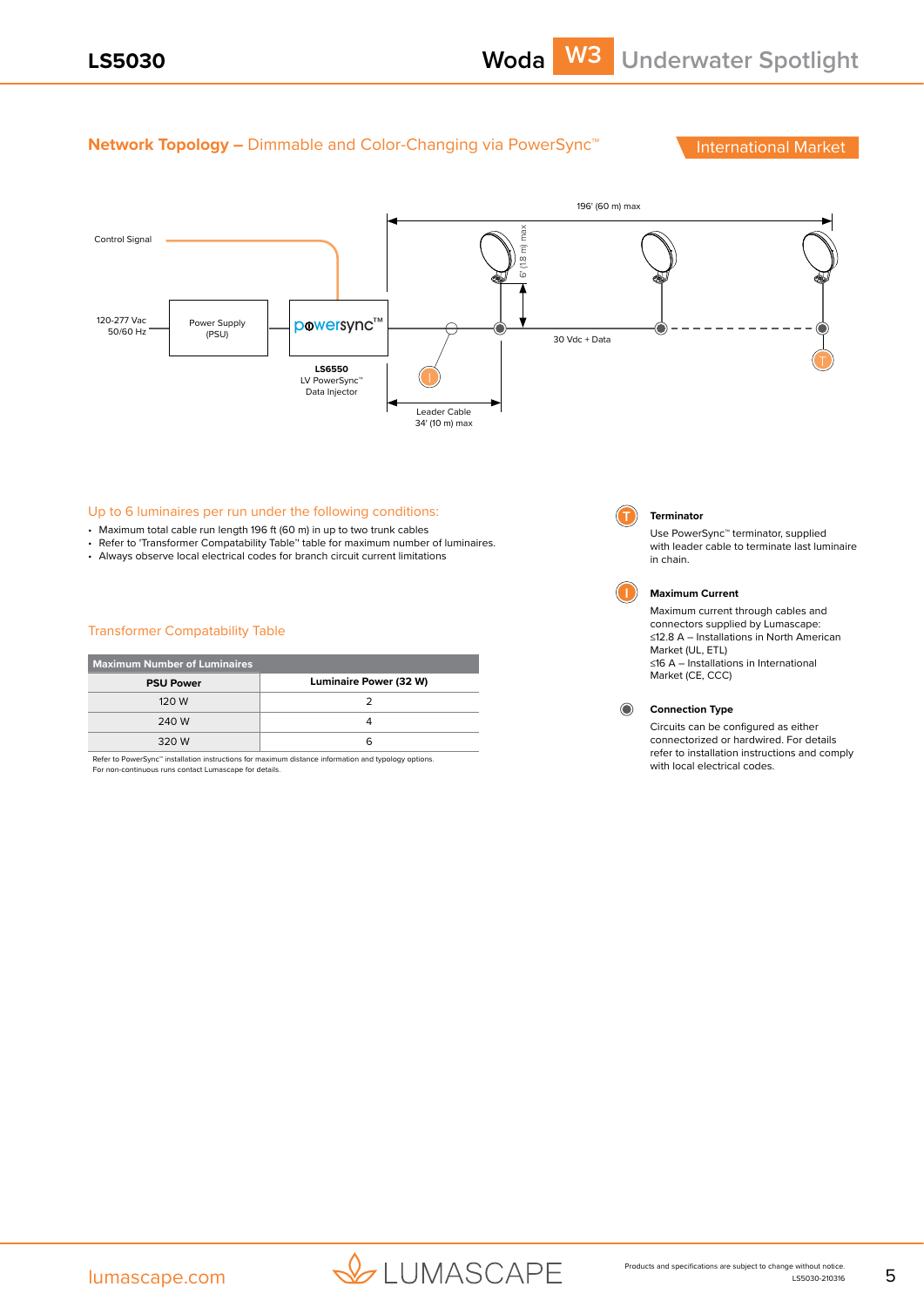## Network Topology – Dimmable and Color-Changing via PowerSync™

International Market

Control Signal

120-277 Vac 50/60 Hz

Power Supply (PSU)

powersync™

**LS6550**
LV PowerSync™ Data Injector

196' (60 m) max

6' (1.8 m) max

30 Vdc + Data

Leader Cable 34' (10 m) max

### Up to 6 luminaires per run under the following conditions:

- Maximum total cable run length 196 ft (60 m) in up to two trunk cables
- Refer to 'Transformer Compatability Table" table for maximum number of luminaires.
- Always observe local electrical codes for branch circuit current limitations

### Transformer Compatability Table

| Maximum Number of Luminaires | |
|---|---|
| **PSU Power** | **Luminaire Power (32 W)** |
| 120 W | 2 |
| 240 W | 4 |
| 320 W | 6 |

Refer to PowerSync™ installation instructions for maximum distance information and typology options.
For non-continuous runs contact Lumascape for details.

**Terminator**

Use PowerSync™ terminator, supplied with leader cable to terminate last luminaire in chain.

**Maximum Current**

Maximum current through cables and connectors supplied by Lumascape:
≤12.8 A – Installations in North American Market (UL, ETL)
≤16 A – Installations in International Market (CE, CCC)

**Connection Type**

Circuits can be configured as either connectorized or hardwired. For details refer to installation instructions and comply with local electrical codes.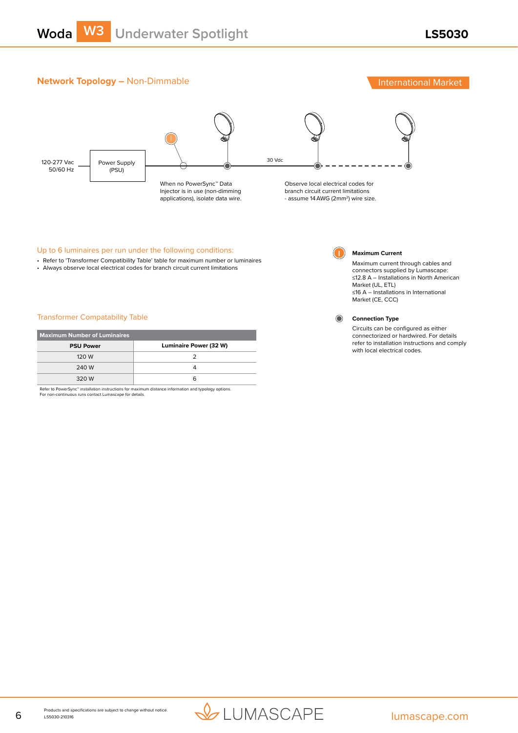## Network Topology – Non-Dimmable

International Market

120-277 Vac
50/60 Hz

Power Supply (PSU)

30 Vdc

When no PowerSync™ Data Injector is in use (non-dimming applications), isolate data wire.

Observe local electrical codes for branch circuit current limitations - assume 14 AWG (2mm²) wire size.

### Up to 6 luminaires per run under the following conditions:

- Refer to 'Transformer Compatibility Table' table for maximum number or luminaires
- Always observe local electrical codes for branch circuit current limitations

### Transformer Compatability Table

| Maximum Number of Luminaires | |
|---|---|
| **PSU Power** | **Luminaire Power (32 W)** |
| 120 W | 2 |
| 240 W | 4 |
| 320 W | 6 |

Refer to PowerSync™ installation instructions for maximum distance information and typology options.
For non-continuous runs contact Lumascape for details.

**Maximum Current**

Maximum current through cables and connectors supplied by Lumascape:
≤12.8 A – Installations in North American Market (UL, ETL)
≤16 A – Installations in International Market (CE, CCC)

**Connection Type**

Circuits can be configured as either connectorized or hardwired. For details refer to installation instructions and comply with local electrical codes.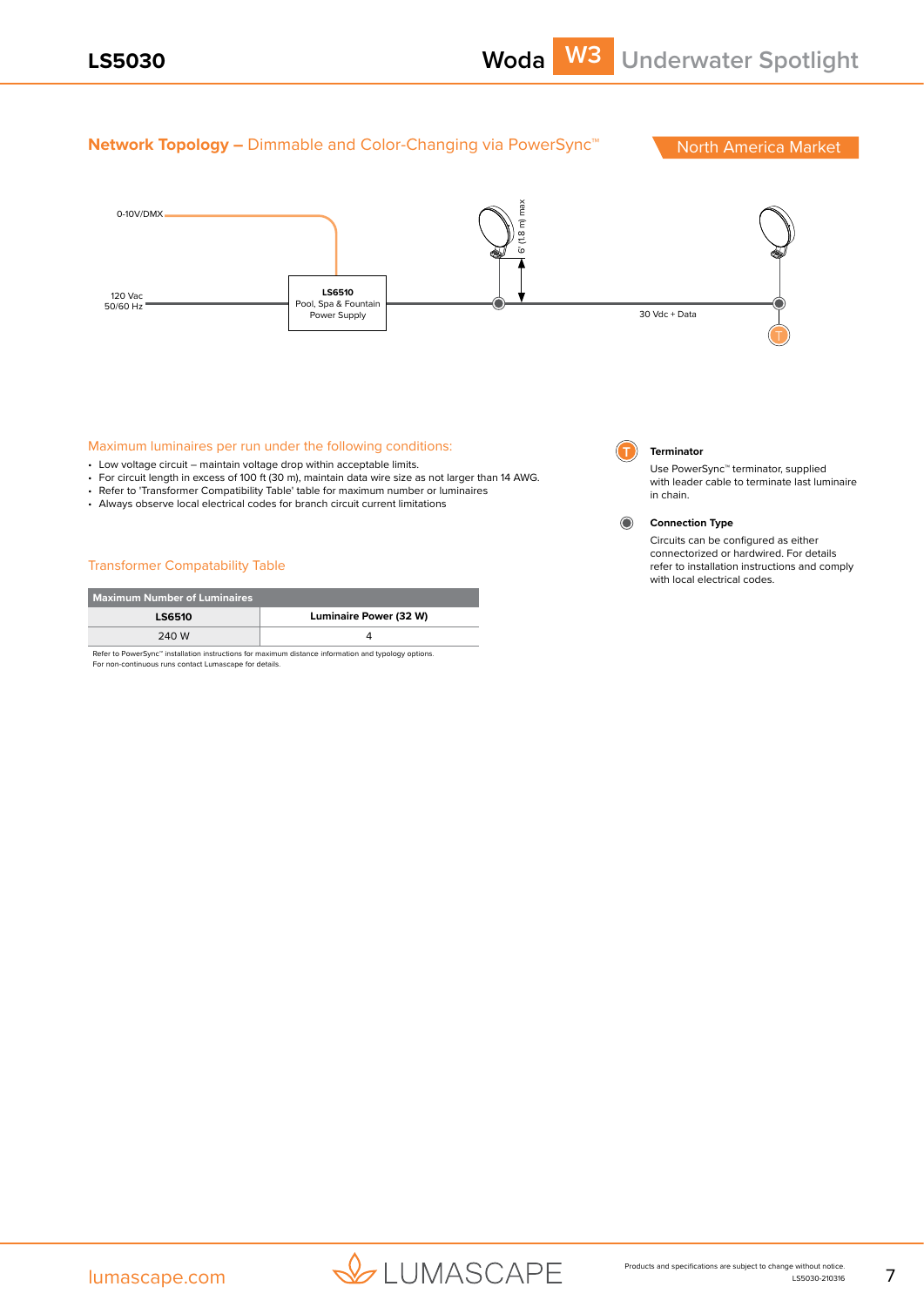## Network Topology – Dimmable and Color-Changing via PowerSync™

North America Market

0-10V/DMX

120 Vac
50/60 Hz

**LS6510**
Pool, Spa & Fountain
Power Supply

6' (1.8 m) max

30 Vdc + Data

T

### Maximum luminaires per run under the following conditions:

- Low voltage circuit – maintain voltage drop within acceptable limits.
- For circuit length in excess of 100 ft (30 m), maintain data wire size as not larger than 14 AWG.
- Refer to 'Transformer Compatibility Table' table for maximum number or luminaires
- Always observe local electrical codes for branch circuit current limitations

**Terminator**

Use PowerSync™ terminator, supplied with leader cable to terminate last luminaire in chain.

**Connection Type**

Circuits can be configured as either connectorized or hardwired. For details refer to installation instructions and comply with local electrical codes.

### Transformer Compatability Table

| Maximum Number of Luminaires | |
|---|---|
| **LS6510** | **Luminaire Power (32 W)** |
| 240 W | 4 |

Refer to PowerSync™ installation instructions for maximum distance information and typology options.
For non-continuous runs contact Lumascape for details.

lumascape.com

Products and specifications are subject to change without notice.
LS5030-210316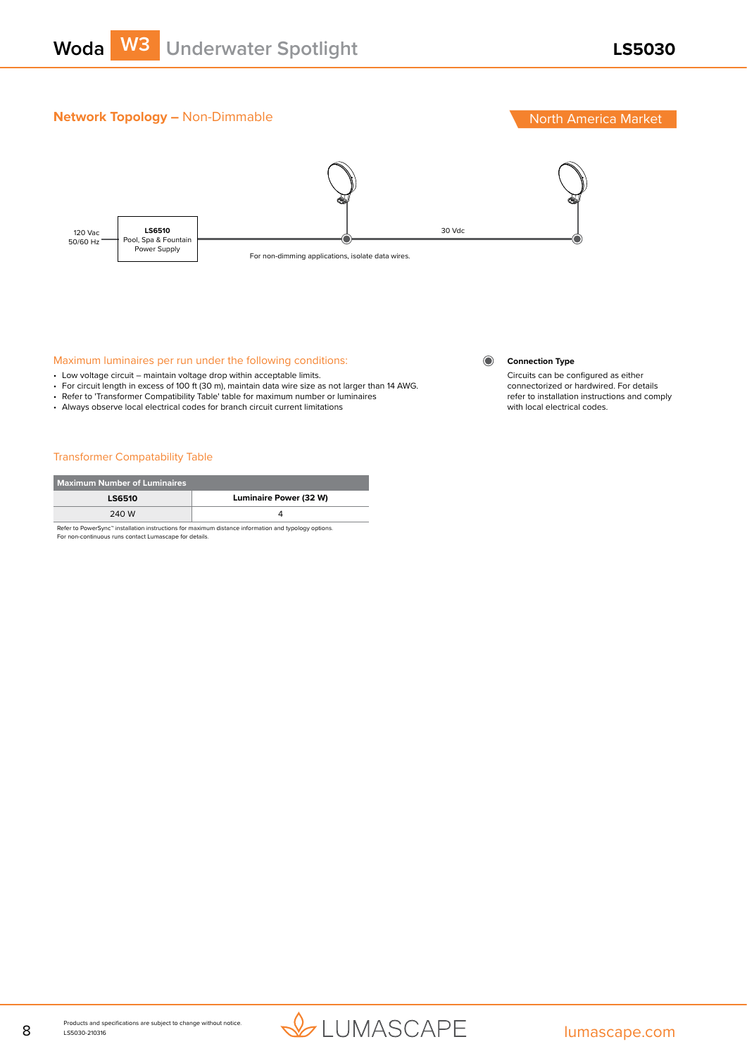## Network Topology – Non-Dimmable

North America Market

120 Vac
50/60 Hz

**LS6510**
Pool, Spa & Fountain
Power Supply

30 Vdc

For non-dimming applications, isolate data wires.

### Maximum luminaires per run under the following conditions:

- Low voltage circuit – maintain voltage drop within acceptable limits.
- For circuit length in excess of 100 ft (30 m), maintain data wire size as not larger than 14 AWG.
- Refer to 'Transformer Compatibility Table' table for maximum number or luminaires
- Always observe local electrical codes for branch circuit current limitations

**Connection Type**

Circuits can be configured as either connectorized or hardwired. For details refer to installation instructions and comply with local electrical codes.

### Transformer Compatability Table

| Maximum Number of Luminaires | |
|---|---|
| **LS6510** | **Luminaire Power (32 W)** |
| 240 W | 4 |

Refer to PowerSync™ installation instructions for maximum distance information and typology options.
For non-continuous runs contact Lumascape for details.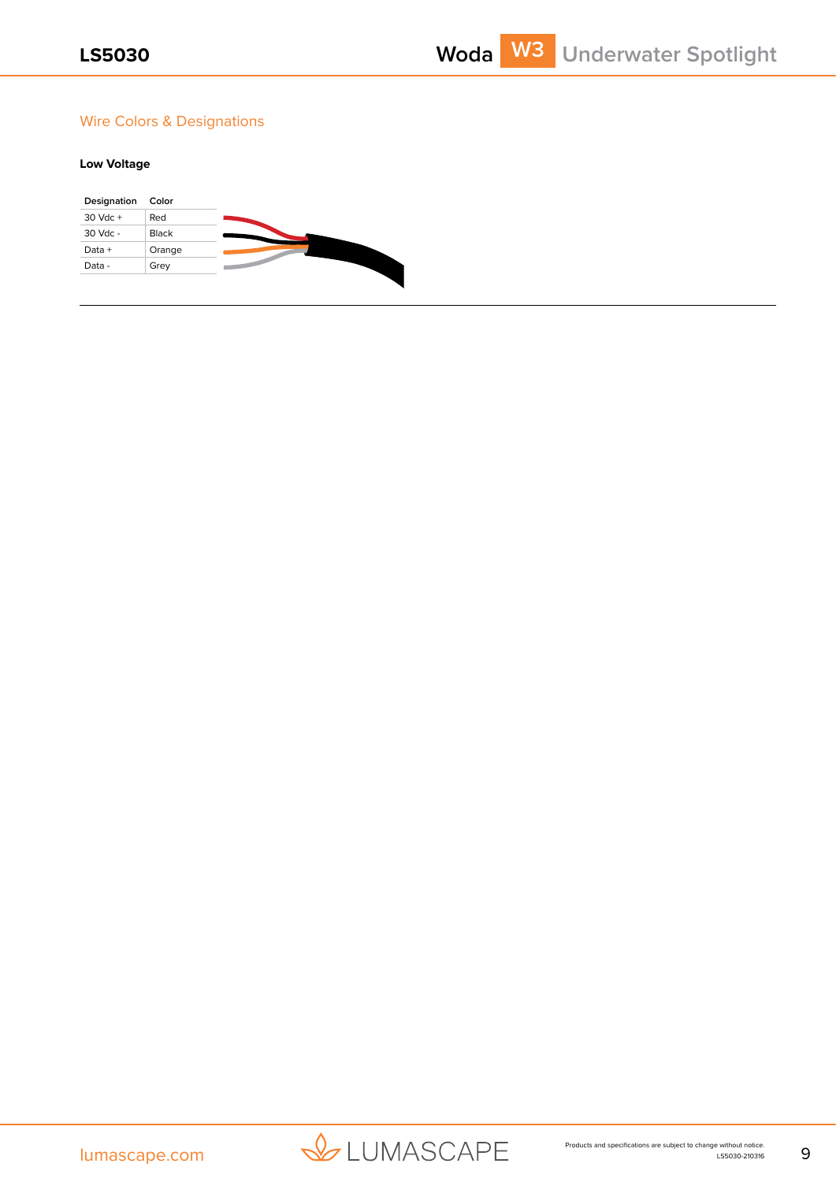## Wire Colors & Designations

### Low Voltage

| Designation | Color |
|---|---|
| 30 Vdc + | Red |
| 30 Vdc - | Black |
| Data + | Orange |
| Data - | Grey |